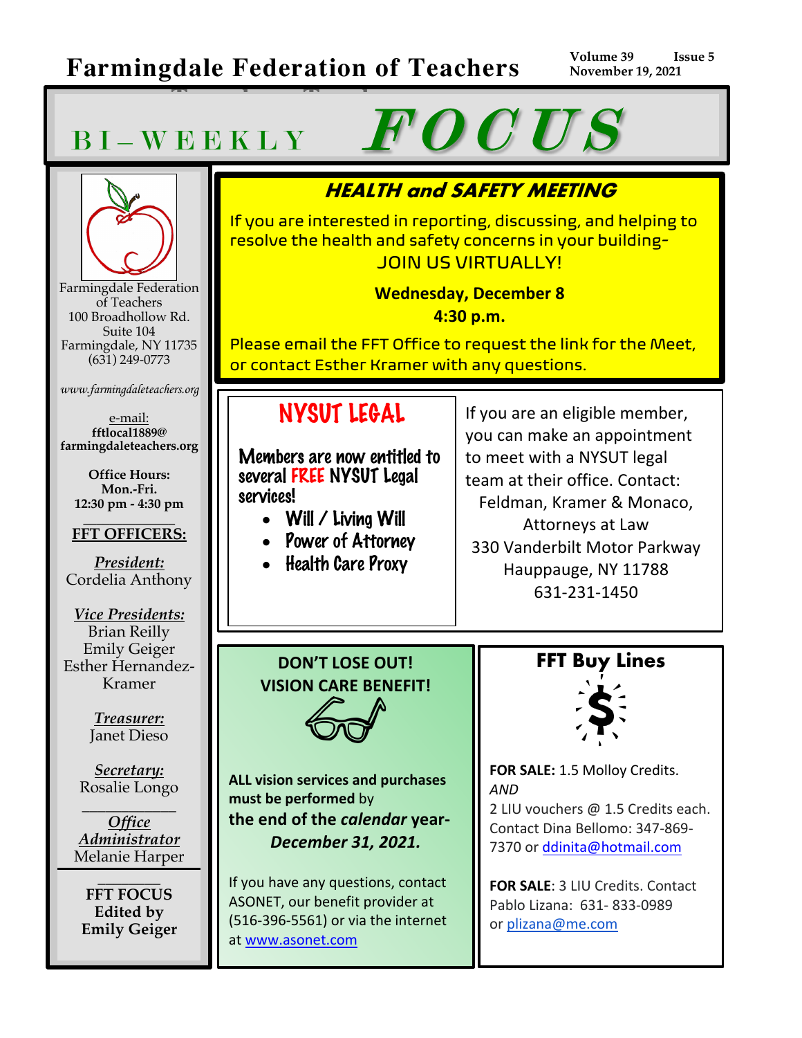# Farmingdale Federation of Teachers

Volume 39 Issue 5
November 19, 2021

# BI-WEEKLY FOCUS

Farmingdale Federation of Teachers
100 Broadhollow Rd.
Suite 104
Farmingdale, NY 11735
(631) 249-0773

www.farmingdaleteachers.org

e-mail:
**fftlocal1889@farmingdaleteachers.org**

**Office Hours:**
**Mon.-Fri.**
**12:30 pm - 4:30 pm**

**FFT OFFICERS:**

***President:***
Cordelia Anthony

***Vice Presidents:***
Brian Reilly
Emily Geiger
Esther Hernandez-Kramer

***Treasurer:***
Janet Dieso

***Secretary:***
Rosalie Longo

***Office Administrator***
Melanie Harper

**FFT FOCUS**
**Edited by**
**Emily Geiger**

## HEALTH and SAFETY MEETING

If you are interested in reporting, discussing, and helping to resolve the health and safety concerns in your building- JOIN US VIRTUALLY!

**Wednesday, December 8**
**4:30 p.m.**

Please email the FFT Office to request the link for the Meet, or contact Esther Kramer with any questions.

## NYSUT LEGAL

Members are now entitled to several FREE NYSUT Legal services!

- Will / Living Will
- Power of Attorney
- Health Care Proxy

If you are an eligible member, you can make an appointment to meet with a NYSUT legal team at their office. Contact:
Feldman, Kramer & Monaco,
Attorneys at Law
330 Vanderbilt Motor Parkway
Hauppauge, NY 11788
631-231-1450

## DON'T LOSE OUT! VISION CARE BENEFIT!

**ALL vision services and purchases must be performed** by **the end of the *calendar* year- *December 31, 2021.***

If you have any questions, contact ASONET, our benefit provider at (516-396-5561) or via the internet at www.asonet.com

## FFT Buy Lines

**FOR SALE:** 1.5 Molloy Credits.
*AND*
2 LIU vouchers @ 1.5 Credits each. Contact Dina Bellomo: 347-869-7370 or ddinita@hotmail.com

**FOR SALE**: 3 LIU Credits. Contact Pablo Lizana: 631- 833-0989 or plizana@me.com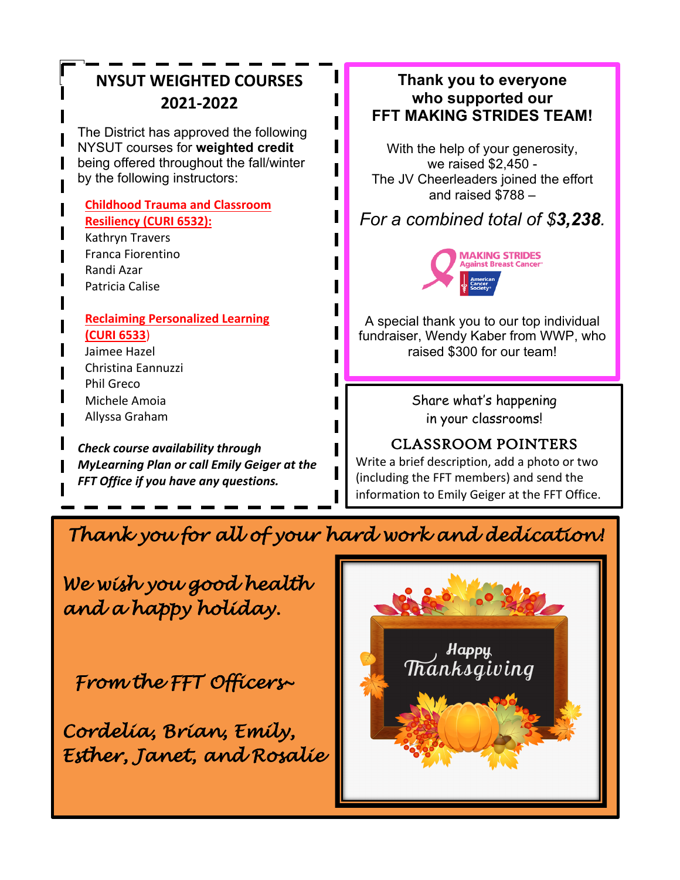## NYSUT WEIGHTED COURSES 2021-2022

The District has approved the following NYSUT courses for **weighted credit** being offered throughout the fall/winter by the following instructors:

**Childhood Trauma and Classroom Resiliency (CURI 6532):**

Kathryn Travers
Franca Fiorentino
Randi Azar
Patricia Calise

**Reclaiming Personalized Learning (CURI 6533)**

Jaimee Hazel
Christina Eannuzzi
Phil Greco
Michele Amoia
Allyssa Graham

***Check course availability through MyLearning Plan or call Emily Geiger at the FFT Office if you have any questions.***

## Thank you to everyone who supported our FFT MAKING STRIDES TEAM!

With the help of your generosity, we raised $2,450 -
The JV Cheerleaders joined the effort and raised $788 –

*For a combined total of $**3,238**.*

MAKING STRIDES Against Breast Cancer
American Cancer Society

A special thank you to our top individual fundraiser, Wendy Kaber from WWP, who raised $300 for our team!

Share what's happening in your classrooms!

## CLASSROOM POINTERS

Write a brief description, add a photo or two (including the FFT members) and send the information to Emily Geiger at the FFT Office.

*Thank you for all of your hard work and dedication!*

*We wish you good health and a happy holiday.*

*From the FFT Officers~*

*Cordelia, Brian, Emily, Esther, Janet, and Rosalie*

Happy Thanksgiving